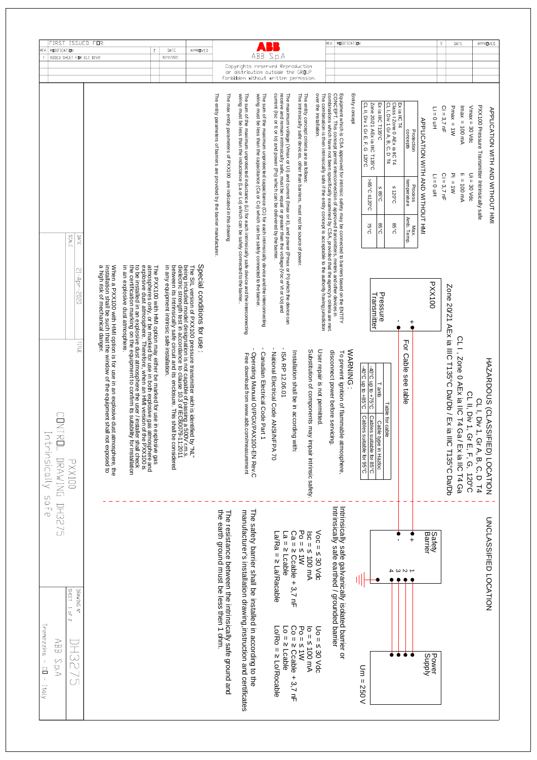# HAZARDOUS (CLASSIFIED) LOCATION

CL I, Div 1, Gr A, B, C, D T4
CL II, Div 1, Gr E, F, G, 120°C
CL I, Zone 0 AEx ia IIC T4 Ga/ Ex ia IIC T4 Ga
Zone 20/21 AEx ia IIIC T135°C Da/Db / Ex ia IIIC T135°C Da/Db

# UNCLASSIFIED LOCATION

## APPLICATION WITH AND WITHOUT HMI

PXX100 Pressure Transmitter Intrinsically safe

| | |
|---|---|
| Vmax = 30 Vdc | Ui = 30 Vdc |
| Imax = 100 mA | Ii = 100 mA |
| Pmax = 1W | Pi = 1W |
| Ci = 3,7 nF | Ci = 3,7 nF |
| Li = 0 uH | Li = 0 uH |

## APPLICATION WITH AND WITHOUT HMI

| Protection concepts | Process temperature | Max. Amb. Temp. |
|---|---|---|
| Ex ia IIC T4<br>Class I Zone 0 AEx ia IIC T4<br>Cl. I, Div 1 Gr A, B, C, D T4 | ≤ 120°C | 85°C |
| Ex ia IIIC T135°C<br>Zone 20/21 AEx ia IIIC T135°C<br>Cl. II, Div 1 Gr E, F, G 120°C | ≤ 85°C | 85°C |
| | >85°C ≤120°C | 75°C |

PXX100 Pressure Transmitter (+ / -) — For Cable see table — Safety Barrier (+ / -) — terminals 1, 2, 3, 4 — Power Supply

Um = 250 V

| T amb | Cable type in Hazloc |
|---|---|
| Table for cable | |
| -40°C up to +75°C | Cables suitable for 85°C |
| -40°C up to +85°C | Cables suitable for 95°C |

Intrinsically safe galvanically isolated barrier or
Intrinsically safe earthed / grounded barrier

| | |
|---|---|
| Voc = ≤ 30 Vdc | Uo = ≤ 30 Vdc |
| Isc = ≤ 100 mA | Io = ≤ 100 mA |
| Po = ≤ 1W | Po = ≤ 1W |
| Ca = ≥ Ccable + 3,7 nF | Co = ≥ Ccable + 3,7 nF |
| La = ≥ Lcable | Lo = ≥ Lcable |
| La/Ra = ≥ La/Racable | Lo/Ro = ≥ Lo/Rocable |

The safety barrier shall be installed in according to the manufacturer's installation drawing,instruction and certificates

The resistance between the intrinsically safe ground and the earth ground must be less then 1 ohm.

## Entity concept

Equipment which is CSA approved for intrinsic safety may be connected to barriers based on the ENTITY CONCEPT. This concept permit interconnection of approved transmitters, meters and other devices in combinations which have not been specifically examined by CSA, provided that the agency's criteria are met. The combination is then intrinsically safe if the entity concept is acceptable to the authority having jurisdiction over the installation.

The entity concept criteria are as follows:
The intrinsically safe devices, other than barriers, must not be source of power.

The maximum voltage (Vmax or Ui) and current (Imax or Ii), and power (Pmax or Pi) which the device can receive and remain intrinsically safe, must be equal or greater than the voltage (Voc or Vt or Uo) and current (Isc or It or Io) and power (Po) which can be delivered by the barrier.

The sum of the maximum unprotected capacitance (Ci) for each intrinsically device and the interconnecting wiring must be less than the capacitance (Ca or Co) which can be safely connected to the barrier.

The sum of the maximum unprotected inductance (Li) for each intrinsically safe device and the interconnecting wiring must be less than the inductance (La or Lo) which can be safely connected to the barrier.

The max entity parameters of PXX100 are indicated in this drawing

The entity parameters of barriers are provided by the barrier manufacturer.

## WARNING :

To prevent ignition of flammable atmosphere, disconnect power before servicing.

User repair is not permitted.

Substitution of components may impair intrinsic safety.

Installation shall be in according with:
- ISA RP 12.06.01
- National Electrical Code ANSI/NFPA 70
- Canadian Electrical Code Part 1
- Operating Manual OI/PGX/PAX100-EN Rev.C
  Free download from www.abb.com/measurement

## Special conditions for use :

The SIL version of PXX100 pressure transmitter wich is identified by "NL" being included model designation is not capable of passing a 500V r.m.s. dielectric strength test in accordance to clause 10.3 of IEC60079-11:2011 between its Intrinsically safe circuit and its enclosure. This shall be considered in any equipment intrinsic safe installation.

The PXX100 with HMI option may either be marked for use in explosive gas atmospheres only, or be marked for use in both explosive gas atmosphere and explosive dust atmosphere. Therefore, when an HMI version of the PXX100 is to be installed in an explosive dust atmosphere the user / installer shall check the certification marking on the equipment to confirm its suitability for installation in an explosive dust atmosphere.

When a PXX100 with HMI option is for use in an explosive dust atmosphere, the installation shall be such that the window of the equipment shall not exposed to a high risk of mechanical danger.

---

| REV. | MODIFICATION | E | DATE | APPROVED |
|---|---|---|---|---|
| | FIRST ISSUED FOR | | | |
| 1 | ADDED SHEET FOR CLI DIV2 | | 12/11/2021 | |

ABB S.p.A

Copyrights reserved Reproduction or distribution outside the GROUP forbidden without written permission.

| | |
|---|---|
| DATE | 21-Apr-2020 |
| SCALE | |
| TITLE | PXX100 CONTROL DRAWING DH3275 Intrinsically safe |
| DRAWING N° | DH3275 |
| SHEET | 1 of 2 |
| | ABB S.p.A Tremezzina - CO - Italy |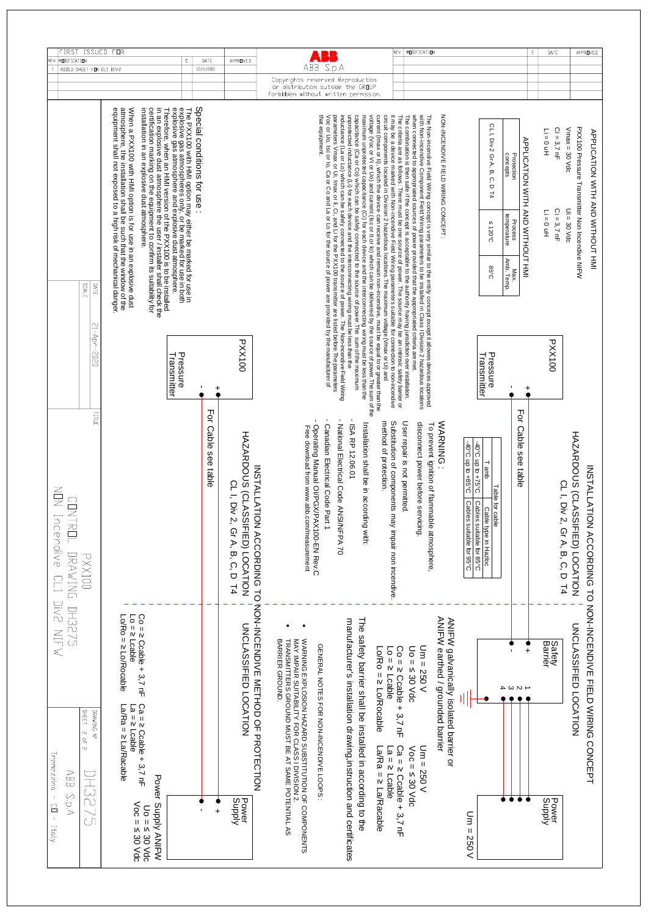# INSTALLATION ACCORDING TO NON-INCENDIVE FIELD WIRING CONCEPT

## HAZARDOUS (CLASSIFIED) LOCATION

CL I, Div 2, Gr A, B, C, D T4

## UNCLASSIFIED LOCATION

### APPLICATION WITH AND WITHOUT HMI

PXX100 Pressure Transmitter Non Incendive NIFW

| | |
|---|---|
| Vmax = 30 Vdc | Ui = 30 Vdc |
| Ci = 3,7 nF | Ci = 3,7 nF |
| Li = 0 uH | Li = 0 uH |

### APPLICATION WITH AND WITHOUT HMI

| Protection concepts | Process temperature | Max. Amb. Temp. |
|---|---|---|
| CL I, Div 2 Gr A, B, C, D T4 | ≤ 120°C | 85°C |

PXX100 Pressure Transmitter + -

For Cable see table

| Table for cable | |
|---|---|
| T amb | Cable type in Hazloc |
| -40°C up to +75°C | Cables suitable for 85°C |
| -40°C up to +85°C | Cables suitable for 95°C |

Safety Barrier + - 1 2 3 4

Power Supply

Um = 250 V

ANIFW galvanically isolated barrier or ANIFW earthed / grounded barrier

| | |
|---|---|
| Um = 250 V | Um = 250 V |
| Uo = ≤ 30 Vdc | Voc = ≤ 30 Vdc |
| Co = ≥ Ccable + 3,7 nF | Ca = ≥ Ccable + 3,7 nF |
| Lo = ≥ Lcable | La = ≥ Lcable |
| Lo/Ro = ≥ Lo/Rocable | La/Ra = ≥ La/Racable |

The safety barrier shall be installed in according to the manufacturer's installation drawing,instruction and certificates

NON-INCENDIVE FIELD WIRING CONCEPT:

The Non-incendive Field Wiring concept is very similar to the entity concept except it allows devices approved with Non-incendive Component Field Wiring parameters to be installed in Class I Division 2 hazardous locations when connected to appropriated sources of power provided that the appropriated criteria are met.
The combination is then safe if the concept is acceptable to the authority having jurisdiction over installation.
The criteria are as follows: There must be one source of power. The source may be an intrinsic safety barrier or it may be a device marked with Non-incendive Field Wiring parameters suitable for connection to non-incendive circuit components located in Division 2 hazardous locations. The maximum voltage (Vmax or Ui) and current (Imax or Ii), which the device can receive and remain non-incendive, must be equal to or greater than the voltage (Voc or Vt or Uo) and current (Isc or It or Io) which can be delivered by the source of power. The sum of the maximum unprotected capacitance (Ci) for each device and the interconnecting wiring must be less than the capacitance (Ca or Co) which can be safely connected to the source of power. The sum of the maximum unprotected inductance (Li) for each device and the interconnecting wiring must be less than the inductance (La or Lo) which can be safely connected to the source of power. The Non-incendive Field Wiring parameters Vmax or Ui, Imax or Ii, Ci, and Li for the PXX100 transmitter are listed below. The parameters Voc or Uo, Isc or Io, Ca or Co and La or Lo for the source of power are provided by the manufacturer of that equipment.

WARNING :
To prevent ignition of flammable atmosphere, disconnect power before servicing.

User repair is not permitted.

Substitution of components may impair non incendive method of protection.

Installation shall be in according with:
- ISA RP 12.06.01
- National Electrical Code ANSI/NFPA 70
- Canadian Electrical Code Part 1
- Operating Manual OI/PGX/PAX100-EN Rev.C
Free download from www.abb.com/measurement

GENERAL NOTES FOR NON-INCENDIVE LOOPS :

- WARNING EXPLOSION HAZARD SUBSTITUTION OF COMPONENTS MAY IMPAIR SUITABILITY FOR CLASS I DIVISION 2.
- TRANSMITTERS GROUND MUST BE AT SAME POTENTIAL AS BARRIER GROUND.

# INSTALLATION ACCORDING TO NON-INCENDIVE METHOD OF PROTECTION

## HAZARDOUS (CLASSIFIED) LOCATION

CL I, Div 2, Gr A, B, C, D T4

## UNCLASSIFIED LOCATION

PXX100 Pressure Transmitter + -

For Cable see table

Power Supply + -

Power Supply ANIFW

| | |
|---|---|
| Uo = ≤ 30 Vdc | Voc = ≤ 30 Vdc |
| Co = ≥ Ccable + 3,7 nF | Ca = ≥ Ccable + 3,7 nF |
| Lo = ≥ Lcable | La = ≥ Lcable |
| Lo/Ro = ≥ Lo/Rocable | La/Ra = ≥ La/Racable |

Special conditions for use :

The PXX100 with HMI option may either be marked for use in explosive gas atmospheres only, or be marked for use in both explosive gas atmosphere and explosive dust atmosphere.
Therefore, when an HMI version of the PXX100 is to be installed in an explosive dust atmosphere the user / installer shall check the certification marking on the equipment to confirm its suitability for installation in an explosive dust atmosphere.

When a PXX100 with HMI option is for use in an explosive dust atmosphere, the installation shall be such that the window of the equipment shall not exposed to a high risk of mechanical danger.

| FIRST ISSUED FOR | | | |
|---|---|---|---|
| REV. MODIFICATION | E | DATE | APPROVED |
| 1 ADDED SHEET FOR CL1 DIV2 | | 12/11/2021 | |

ABB S.p.A

Copyrights reserved Reproduction or distribution outside the GROUP forbidden without written permission.

| | |
|---|---|
| DATE | 21-Apr-2020 |
| SCALE | |
| TITLE | PXX100 CONTROL DRAWING DH3275 NON Incendive Cl1 Div2 NIFW |
| DRAWING N° | DH3275 |
| SHEET | 2 of 2 |

ABB S.p.A
Tremezzina - CO - Italy